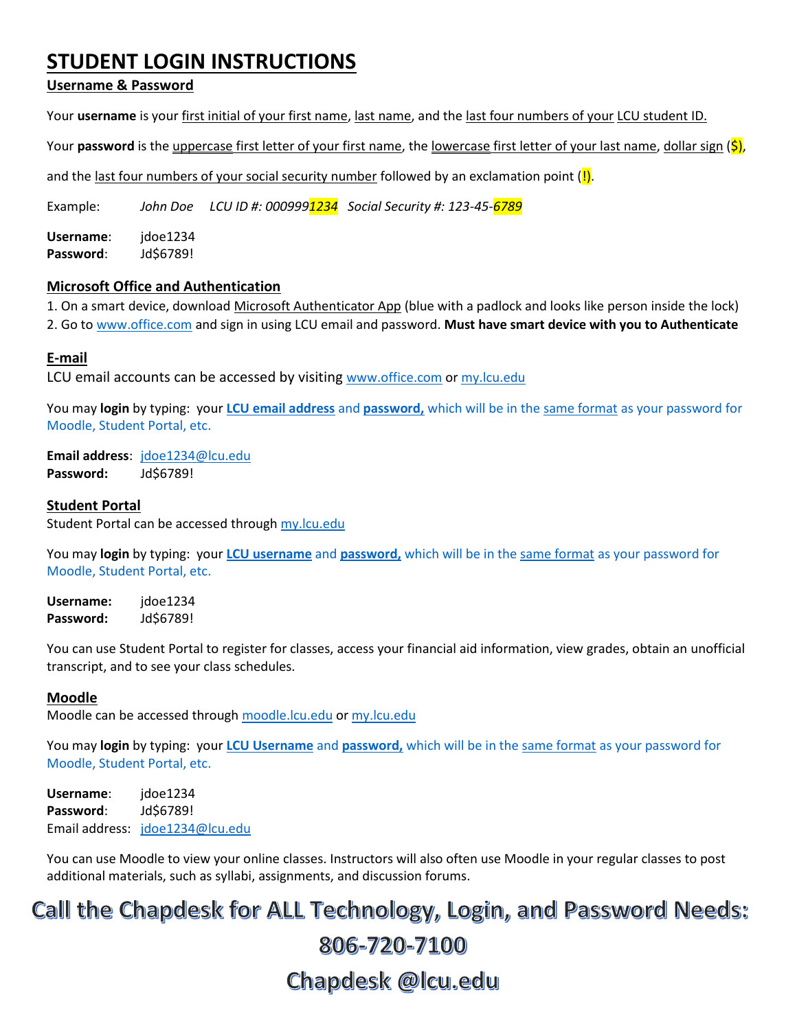# STUDENT LOGIN INSTRUCTIONS

## Username & Password

Your **username** is your first initial of your first name, last name, and the last four numbers of your LCU student ID.

Your **password** is the uppercase first letter of your first name, the lowercase first letter of your last name, dollar sign ($),

and the last four numbers of your social security number followed by an exclamation point (!).

Example: *John Doe LCU ID #: 0009991234 Social Security #: 123-45-6789*

**Username**: jdoe1234
**Password**: Jd$6789!

### Microsoft Office and Authentication

1. On a smart device, download Microsoft Authenticator App (blue with a padlock and looks like person inside the lock)
2. Go to www.office.com and sign in using LCU email and password. **Must have smart device with you to Authenticate**

### E-mail

LCU email accounts can be accessed by visiting www.office.com or my.lcu.edu

You may **login** by typing: your **LCU email address** and **password,** which will be in the same format as your password for Moodle, Student Portal, etc.

**Email address**: jdoe1234@lcu.edu
**Password:** Jd$6789!

### Student Portal

Student Portal can be accessed through my.lcu.edu

You may **login** by typing: your **LCU username** and **password,** which will be in the same format as your password for Moodle, Student Portal, etc.

**Username:** jdoe1234
**Password:** Jd$6789!

You can use Student Portal to register for classes, access your financial aid information, view grades, obtain an unofficial transcript, and to see your class schedules.

### Moodle

Moodle can be accessed through moodle.lcu.edu or my.lcu.edu

You may **login** by typing: your **LCU Username** and **password,** which will be in the same format as your password for Moodle, Student Portal, etc.

**Username**: jdoe1234
**Password**: Jd$6789!
Email address: jdoe1234@lcu.edu

You can use Moodle to view your online classes. Instructors will also often use Moodle in your regular classes to post additional materials, such as syllabi, assignments, and discussion forums.

## Call the Chapdesk for ALL Technology, Login, and Password Needs:

## 806-720-7100

## Chapdesk @lcu.edu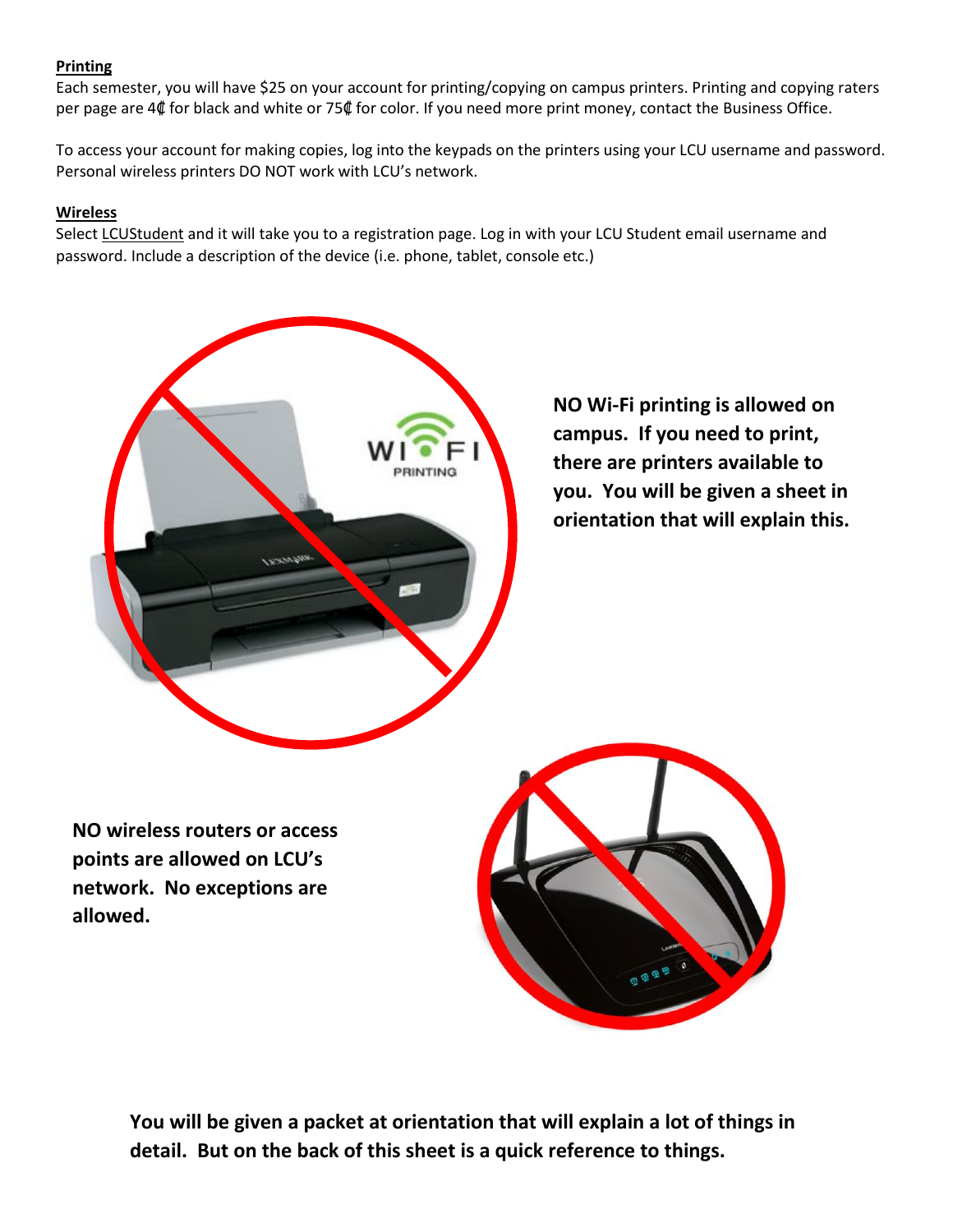**Printing**

Each semester, you will have $25 on your account for printing/copying on campus printers. Printing and copying raters per page are 4₵ for black and white or 75₵ for color. If you need more print money, contact the Business Office.

To access your account for making copies, log into the keypads on the printers using your LCU username and password. Personal wireless printers DO NOT work with LCU's network.

**Wireless**

Select LCUStudent and it will take you to a registration page. Log in with your LCU Student email username and password. Include a description of the device (i.e. phone, tablet, console etc.)

**NO Wi-Fi printing is allowed on campus. If you need to print, there are printers available to you. You will be given a sheet in orientation that will explain this.**

**NO wireless routers or access points are allowed on LCU's network. No exceptions are allowed.**

**You will be given a packet at orientation that will explain a lot of things in detail. But on the back of this sheet is a quick reference to things.**